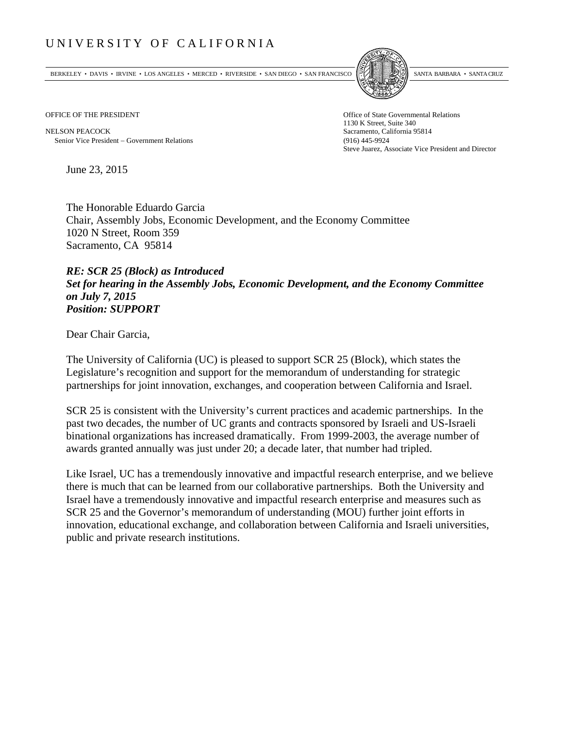# UNIVERSITY OF CALIFORNIA

BERKELEY • DAVIS • IRVINE • LOS ANGELES • MERCED • RIVERSIDE • SAN DIEGO • SAN FRANCISCO SANTA BARBARA • SANTA CRUZ

OFFICE OF THE PRESIDENT

NELSON PEACOCK
Senior Vice President – Government Relations

Office of State Governmental Relations
1130 K Street, Suite 340
Sacramento, California 95814
(916) 445-9924
Steve Juarez, Associate Vice President and Director

June 23, 2015

The Honorable Eduardo Garcia
Chair, Assembly Jobs, Economic Development, and the Economy Committee
1020 N Street, Room 359
Sacramento, CA 95814

***RE: SCR 25 (Block) as Introduced***
***Set for hearing in the Assembly Jobs, Economic Development, and the Economy Committee on July 7, 2015***
***Position: SUPPORT***

Dear Chair Garcia,

The University of California (UC) is pleased to support SCR 25 (Block), which states the Legislature's recognition and support for the memorandum of understanding for strategic partnerships for joint innovation, exchanges, and cooperation between California and Israel.

SCR 25 is consistent with the University's current practices and academic partnerships. In the past two decades, the number of UC grants and contracts sponsored by Israeli and US-Israeli binational organizations has increased dramatically. From 1999-2003, the average number of awards granted annually was just under 20; a decade later, that number had tripled.

Like Israel, UC has a tremendously innovative and impactful research enterprise, and we believe there is much that can be learned from our collaborative partnerships. Both the University and Israel have a tremendously innovative and impactful research enterprise and measures such as SCR 25 and the Governor's memorandum of understanding (MOU) further joint efforts in innovation, educational exchange, and collaboration between California and Israeli universities, public and private research institutions.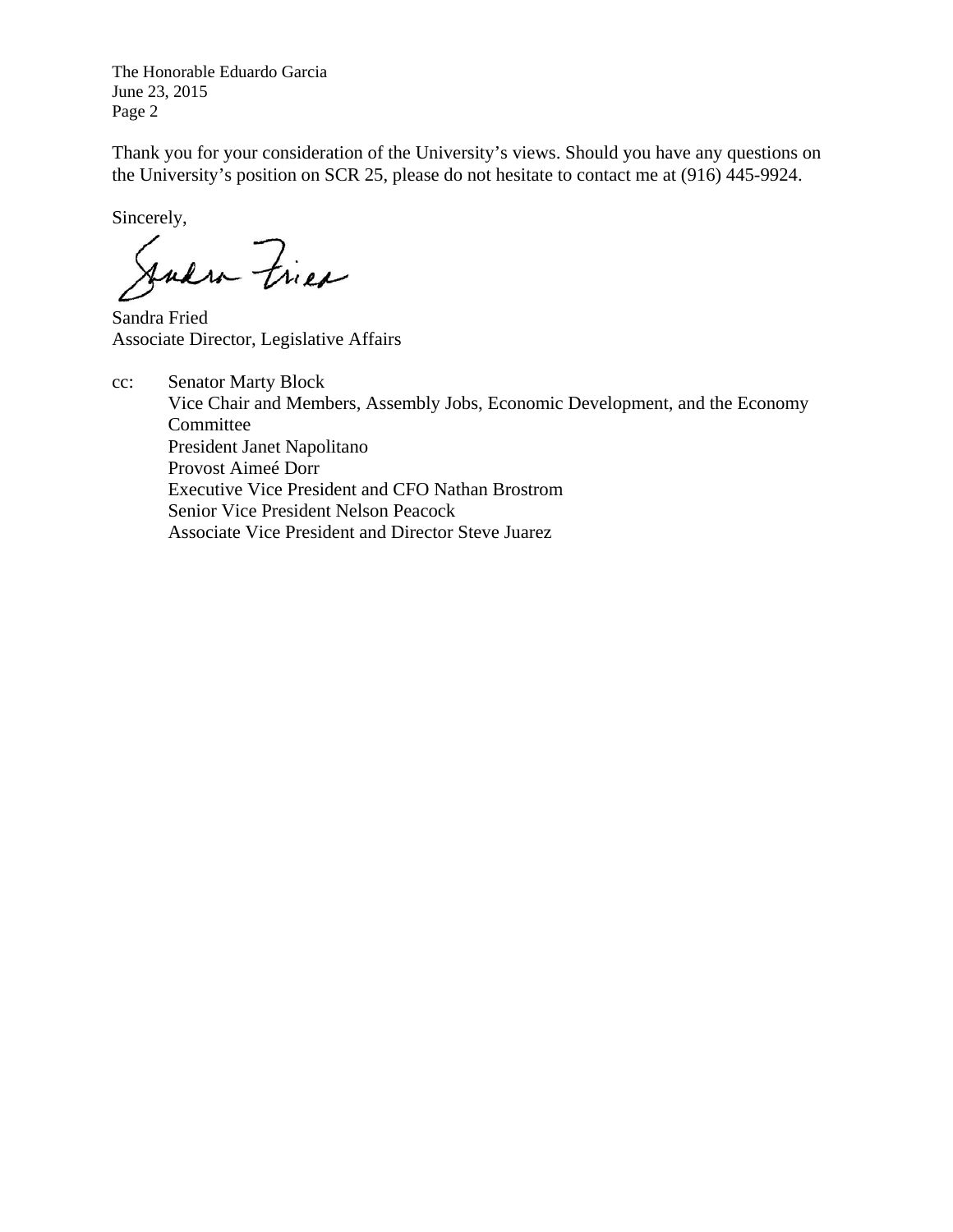Thank you for your consideration of the University's views. Should you have any questions on the University's position on SCR 25, please do not hesitate to contact me at (916) 445-9924.

Sincerely,

Sandra Fried
Associate Director, Legislative Affairs

cc: Senator Marty Block
Vice Chair and Members, Assembly Jobs, Economic Development, and the Economy Committee
President Janet Napolitano
Provost Aimeé Dorr
Executive Vice President and CFO Nathan Brostrom
Senior Vice President Nelson Peacock
Associate Vice President and Director Steve Juarez